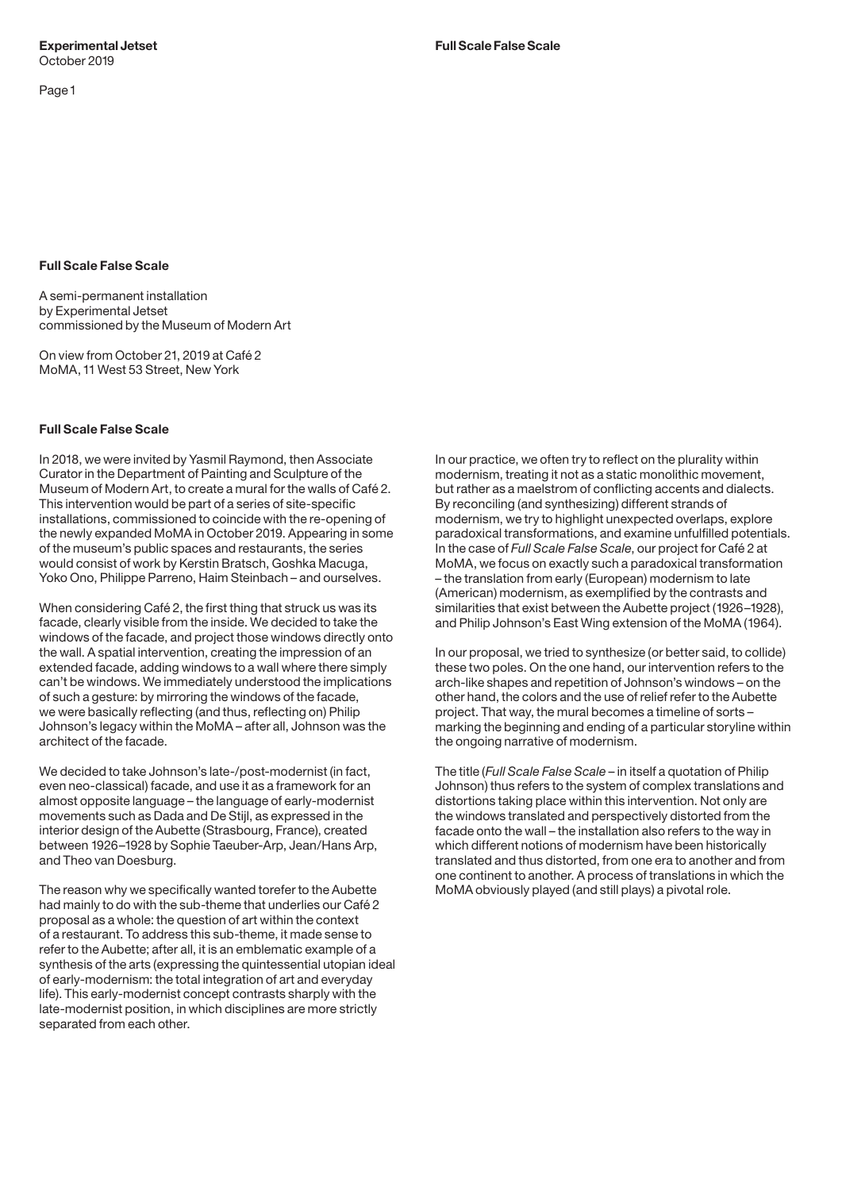## Full Scale False Scale

A semi-permanent installation
by Experimental Jetset
commissioned by the Museum of Modern Art

On view from October 21, 2019 at Café 2
MoMA, 11 West 53 Street, New York

### Full Scale False Scale

In 2018, we were invited by Yasmil Raymond, then Associate Curator in the Department of Painting and Sculpture of the Museum of Modern Art, to create a mural for the walls of Café 2. This intervention would be part of a series of site-specific installations, commissioned to coincide with the re-opening of the newly expanded MoMA in October 2019. Appearing in some of the museum's public spaces and restaurants, the series would consist of work by Kerstin Bratsch, Goshka Macuga, Yoko Ono, Philippe Parreno, Haim Steinbach – and ourselves.

When considering Café 2, the first thing that struck us was its facade, clearly visible from the inside. We decided to take the windows of the facade, and project those windows directly onto the wall. A spatial intervention, creating the impression of an extended facade, adding windows to a wall where there simply can't be windows. We immediately understood the implications of such a gesture: by mirroring the windows of the facade, we were basically reflecting (and thus, reflecting on) Philip Johnson's legacy within the MoMA – after all, Johnson was the architect of the facade.

We decided to take Johnson's late-/post-modernist (in fact, even neo-classical) facade, and use it as a framework for an almost opposite language – the language of early-modernist movements such as Dada and De Stijl, as expressed in the interior design of the Aubette (Strasbourg, France), created between 1926–1928 by Sophie Taeuber-Arp, Jean/Hans Arp, and Theo van Doesburg.

The reason why we specifically wanted torefer to the Aubette had mainly to do with the sub-theme that underlies our Café 2 proposal as a whole: the question of art within the context of a restaurant. To address this sub-theme, it made sense to refer to the Aubette; after all, it is an emblematic example of a synthesis of the arts (expressing the quintessential utopian ideal of early-modernism: the total integration of art and everyday life). This early-modernist concept contrasts sharply with the late-modernist position, in which disciplines are more strictly separated from each other.

In our practice, we often try to reflect on the plurality within modernism, treating it not as a static monolithic movement, but rather as a maelstrom of conflicting accents and dialects. By reconciling (and synthesizing) different strands of modernism, we try to highlight unexpected overlaps, explore paradoxical transformations, and examine unfulfilled potentials. In the case of *Full Scale False Scale*, our project for Café 2 at MoMA, we focus on exactly such a paradoxical transformation – the translation from early (European) modernism to late (American) modernism, as exemplified by the contrasts and similarities that exist between the Aubette project (1926–1928), and Philip Johnson's East Wing extension of the MoMA (1964).

In our proposal, we tried to synthesize (or better said, to collide) these two poles. On the one hand, our intervention refers to the arch-like shapes and repetition of Johnson's windows – on the other hand, the colors and the use of relief refer to the Aubette project. That way, the mural becomes a timeline of sorts – marking the beginning and ending of a particular storyline within the ongoing narrative of modernism.

The title (*Full Scale False Scale* – in itself a quotation of Philip Johnson) thus refers to the system of complex translations and distortions taking place within this intervention. Not only are the windows translated and perspectively distorted from the facade onto the wall – the installation also refers to the way in which different notions of modernism have been historically translated and thus distorted, from one era to another and from one continent to another. A process of translations in which the MoMA obviously played (and still plays) a pivotal role.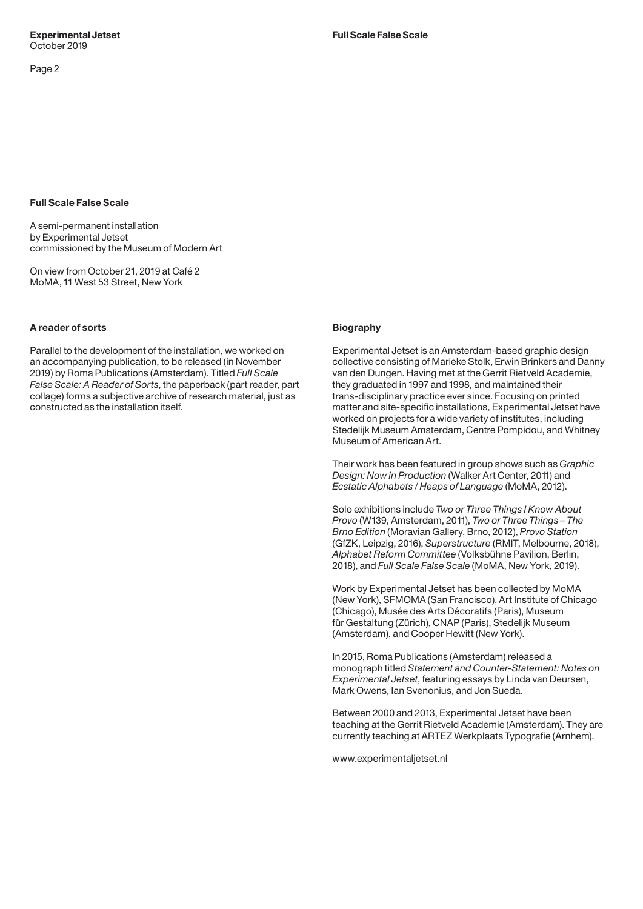## Full Scale False Scale

A semi-permanent installation
by Experimental Jetset
commissioned by the Museum of Modern Art

On view from October 21, 2019 at Café 2
MoMA, 11 West 53 Street, New York

### A reader of sorts

Parallel to the development of the installation, we worked on an accompanying publication, to be released (in November 2019) by Roma Publications (Amsterdam). Titled *Full Scale False Scale: A Reader of Sorts*, the paperback (part reader, part collage) forms a subjective archive of research material, just as constructed as the installation itself.

### Biography

Experimental Jetset is an Amsterdam-based graphic design collective consisting of Marieke Stolk, Erwin Brinkers and Danny van den Dungen. Having met at the Gerrit Rietveld Academie, they graduated in 1997 and 1998, and maintained their trans-disciplinary practice ever since. Focusing on printed matter and site-specific installations, Experimental Jetset have worked on projects for a wide variety of institutes, including Stedelijk Museum Amsterdam, Centre Pompidou, and Whitney Museum of American Art.

Their work has been featured in group shows such as *Graphic Design: Now in Production* (Walker Art Center, 2011) and *Ecstatic Alphabets / Heaps of Language* (MoMA, 2012).

Solo exhibitions include *Two or Three Things I Know About Provo* (W139, Amsterdam, 2011), *Two or Three Things – The Brno Edition* (Moravian Gallery, Brno, 2012), *Provo Station* (GfZK, Leipzig, 2016), *Superstructure* (RMIT, Melbourne, 2018), *Alphabet Reform Committee* (Volksbühne Pavilion, Berlin, 2018), and *Full Scale False Scale* (MoMA, New York, 2019).

Work by Experimental Jetset has been collected by MoMA (New York), SFMOMA (San Francisco), Art Institute of Chicago (Chicago), Musée des Arts Décoratifs (Paris), Museum für Gestaltung (Zürich), CNAP (Paris), Stedelijk Museum (Amsterdam), and Cooper Hewitt (New York).

In 2015, Roma Publications (Amsterdam) released a monograph titled *Statement and Counter-Statement: Notes on Experimental Jetset*, featuring essays by Linda van Deursen, Mark Owens, Ian Svenonius, and Jon Sueda.

Between 2000 and 2013, Experimental Jetset have been teaching at the Gerrit Rietveld Academie (Amsterdam). They are currently teaching at ARTEZ Werkplaats Typografie (Arnhem).

www.experimentaljetset.nl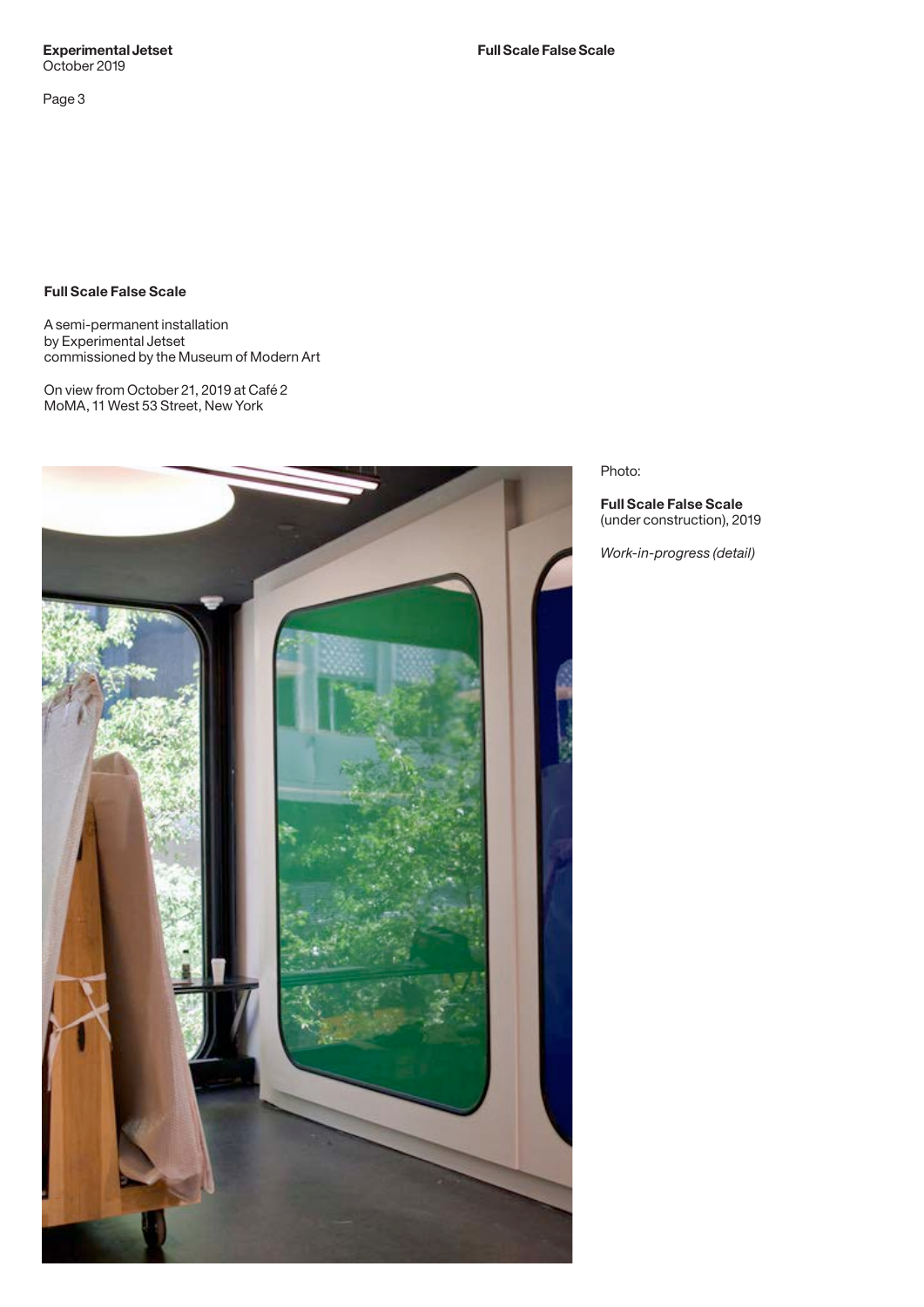## Full Scale False Scale

A semi-permanent installation
by Experimental Jetset
commissioned by the Museum of Modern Art

On view from October 21, 2019 at Café 2
MoMA, 11 West 53 Street, New York

Photo:

**Full Scale False Scale**
(under construction), 2019

*Work-in-progress (detail)*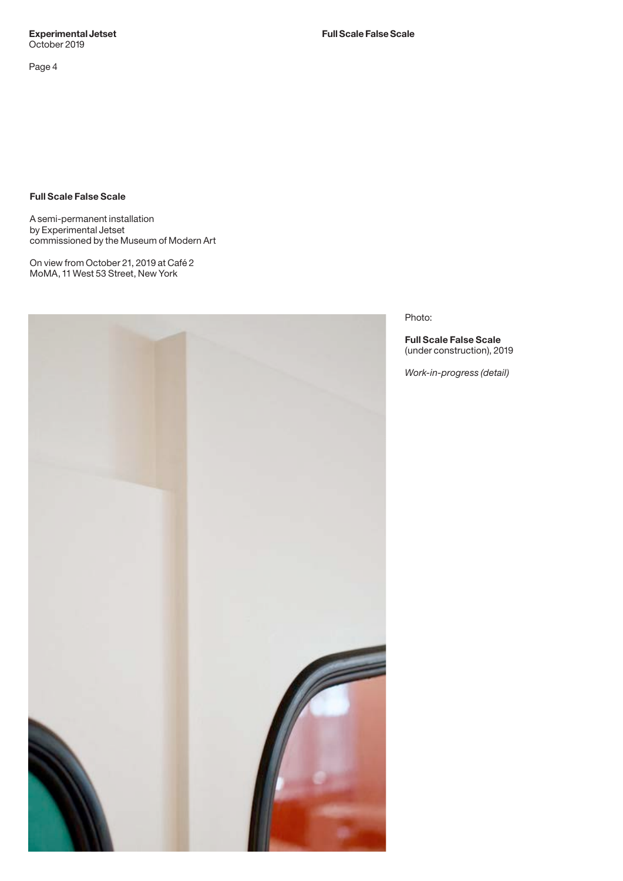## Full Scale False Scale

A semi-permanent installation
by Experimental Jetset
commissioned by the Museum of Modern Art

On view from October 21, 2019 at Café 2
MoMA, 11 West 53 Street, New York

Photo:

**Full Scale False Scale**
(under construction), 2019

*Work-in-progress (detail)*